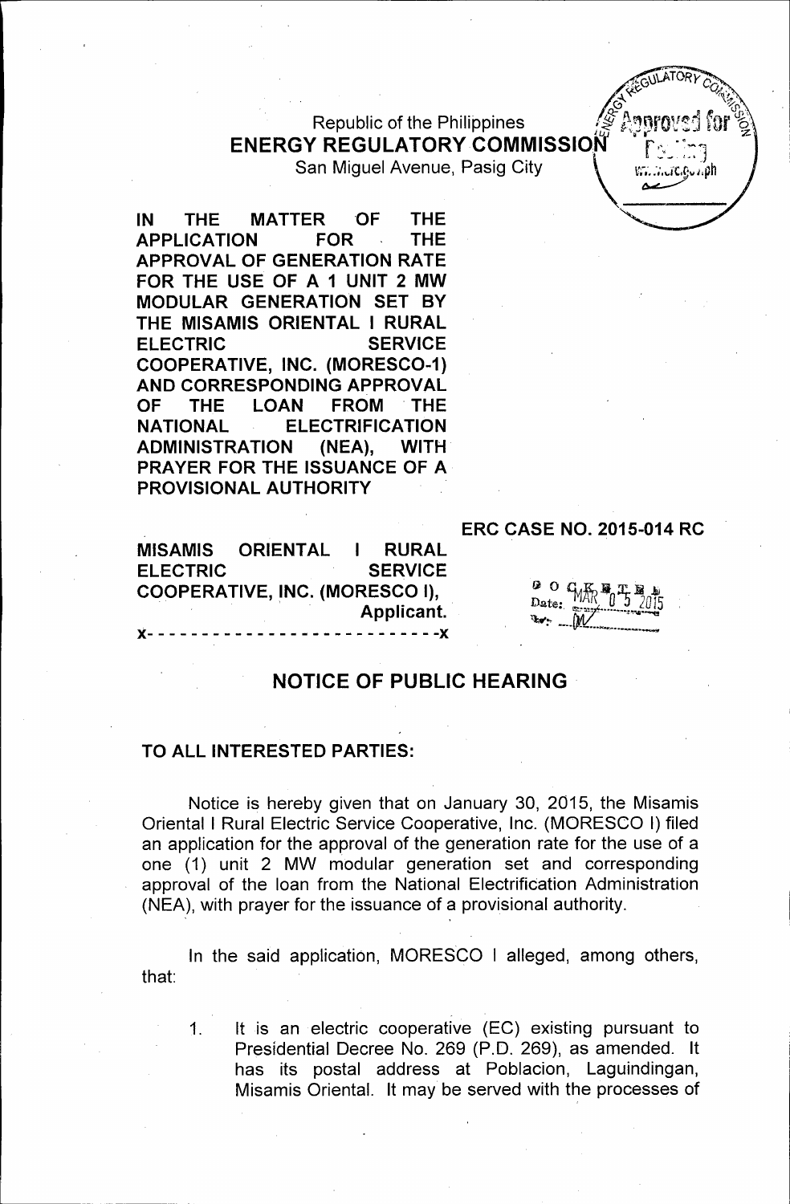Republic of the Philippines
**ENERGY REGULATORY COMMISSION**
San Miguel Avenue, Pasig City

**IN THE MATTER OF THE APPLICATION FOR THE APPROVAL OF GENERATION RATE FOR THE USE OF A 1 UNIT 2 MW MODULAR GENERATION SET BY THE MISAMIS ORIENTAL I RURAL ELECTRIC SERVICE COOPERATIVE, INC. (MORESCO-1) AND CORRESPONDING APPROVAL OF THE LOAN FROM THE NATIONAL ELECTRIFICATION ADMINISTRATION (NEA), WITH PRAYER FOR THE ISSUANCE OF A PROVISIONAL AUTHORITY**

**ERC CASE NO. 2015-014 RC**

**MISAMIS ORIENTAL I RURAL ELECTRIC SERVICE COOPERATIVE, INC. (MORESCO I),**
**Applicant.**
x- - - - - - - - - - - - - - - - - - - - - - - - - - -x

DOCKETED
Date: MAR 05 2015

## NOTICE OF PUBLIC HEARING

**TO ALL INTERESTED PARTIES:**

Notice is hereby given that on January 30, 2015, the Misamis Oriental I Rural Electric Service Cooperative, Inc. (MORESCO I) filed an application for the approval of the generation rate for the use of a one (1) unit 2 MW modular generation set and corresponding approval of the loan from the National Electrification Administration (NEA), with prayer for the issuance of a provisional authority.

In the said application, MORESCO I alleged, among others, that:

1. It is an electric cooperative (EC) existing pursuant to Presidential Decree No. 269 (P.D. 269), as amended. It has its postal address at Poblacion, Laguindingan, Misamis Oriental. It may be served with the processes of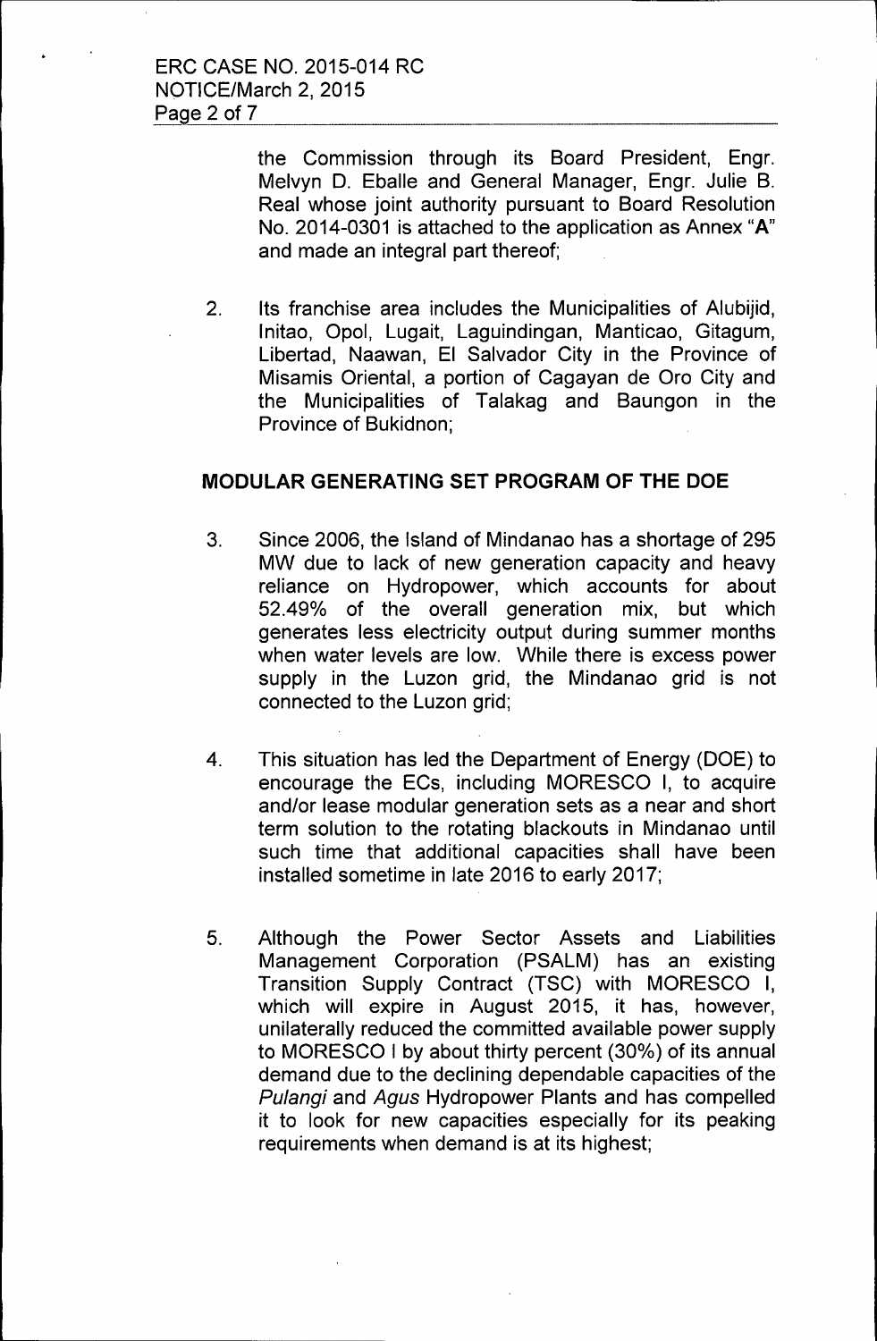the Commission through its Board President, Engr. Melvyn D. Eballe and General Manager, Engr. Julie B. Real whose joint authority pursuant to Board Resolution No. 2014-0301 is attached to the application as Annex "**A**" and made an integral part thereof;

2. Its franchise area includes the Municipalities of Alubijid, Initao, Opol, Lugait, Laguindingan, Manticao, Gitagum, Libertad, Naawan, El Salvador City in the Province of Misamis Oriental, a portion of Cagayan de Oro City and the Municipalities of Talakag and Baungon in the Province of Bukidnon;

## MODULAR GENERATING SET PROGRAM OF THE DOE

3. Since 2006, the Island of Mindanao has a shortage of 295 MW due to lack of new generation capacity and heavy reliance on Hydropower, which accounts for about 52.49% of the overall generation mix, but which generates less electricity output during summer months when water levels are low. While there is excess power supply in the Luzon grid, the Mindanao grid is not connected to the Luzon grid;

4. This situation has led the Department of Energy (DOE) to encourage the ECs, including MORESCO I, to acquire and/or lease modular generation sets as a near and short term solution to the rotating blackouts in Mindanao until such time that additional capacities shall have been installed sometime in late 2016 to early 2017;

5. Although the Power Sector Assets and Liabilities Management Corporation (PSALM) has an existing Transition Supply Contract (TSC) with MORESCO I, which will expire in August 2015, it has, however, unilaterally reduced the committed available power supply to MORESCO I by about thirty percent (30%) of its annual demand due to the declining dependable capacities of the *Pulangi* and *Agus* Hydropower Plants and has compelled it to look for new capacities especially for its peaking requirements when demand is at its highest;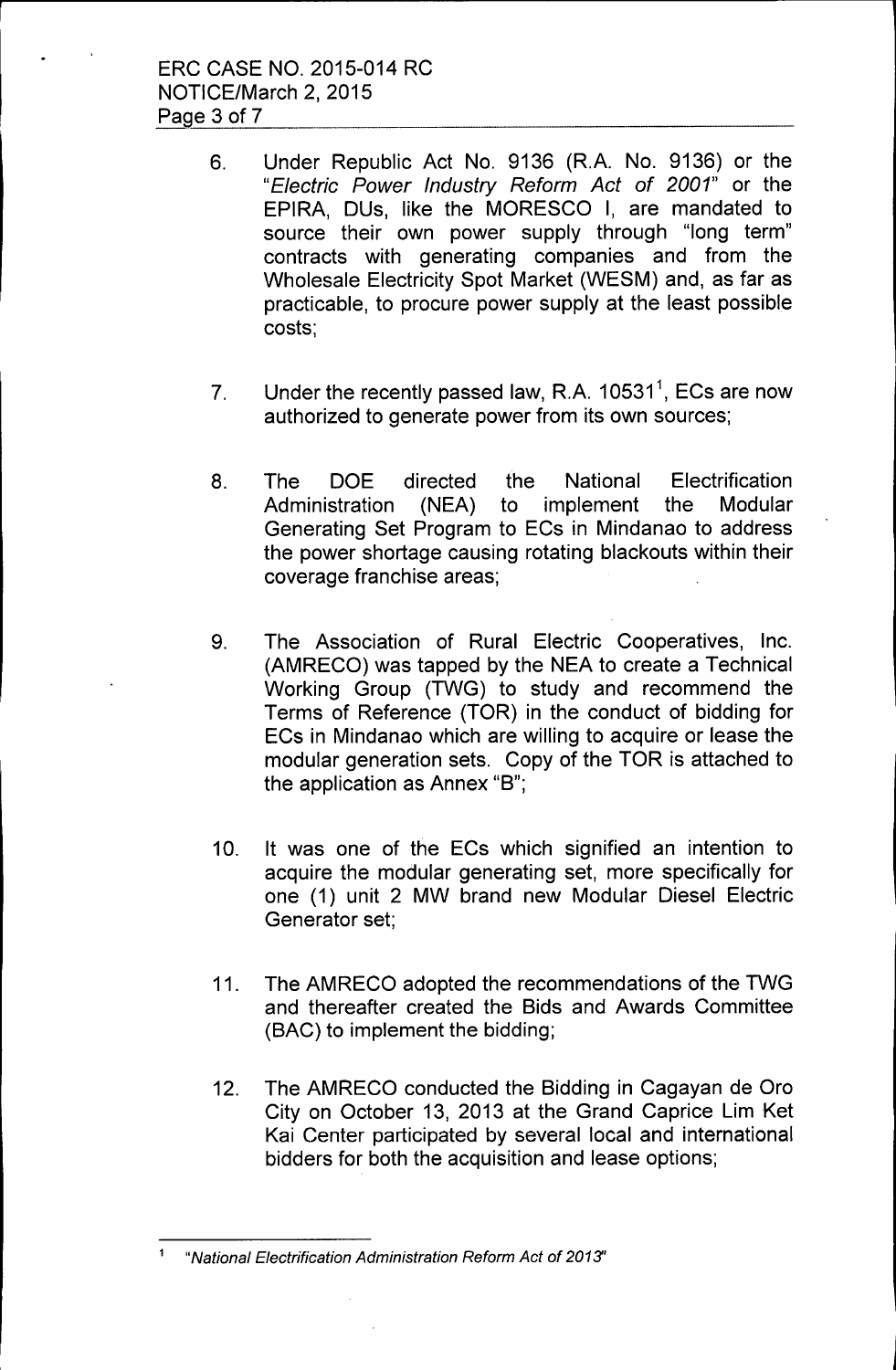6. Under Republic Act No. 9136 (R.A. No. 9136) or the "*Electric Power Industry Reform Act of 2001*" or the EPIRA, DUs, like the MORESCO I, are mandated to source their own power supply through "long term" contracts with generating companies and from the Wholesale Electricity Spot Market (WESM) and, as far as practicable, to procure power supply at the least possible costs;

7. Under the recently passed law, R.A. 10531[1], ECs are now authorized to generate power from its own sources;

8. The DOE directed the National Electrification Administration (NEA) to implement the Modular Generating Set Program to ECs in Mindanao to address the power shortage causing rotating blackouts within their coverage franchise areas;

9. The Association of Rural Electric Cooperatives, Inc. (AMRECO) was tapped by the NEA to create a Technical Working Group (TWG) to study and recommend the Terms of Reference (TOR) in the conduct of bidding for ECs in Mindanao which are willing to acquire or lease the modular generation sets. Copy of the TOR is attached to the application as Annex "B";

10. It was one of the ECs which signified an intention to acquire the modular generating set, more specifically for one (1) unit 2 MW brand new Modular Diesel Electric Generator set;

11. The AMRECO adopted the recommendations of the TWG and thereafter created the Bids and Awards Committee (BAC) to implement the bidding;

12. The AMRECO conducted the Bidding in Cagayan de Oro City on October 13, 2013 at the Grand Caprice Lim Ket Kai Center participated by several local and international bidders for both the acquisition and lease options;

---

[1] "*National Electrification Administration Reform Act of 2013*"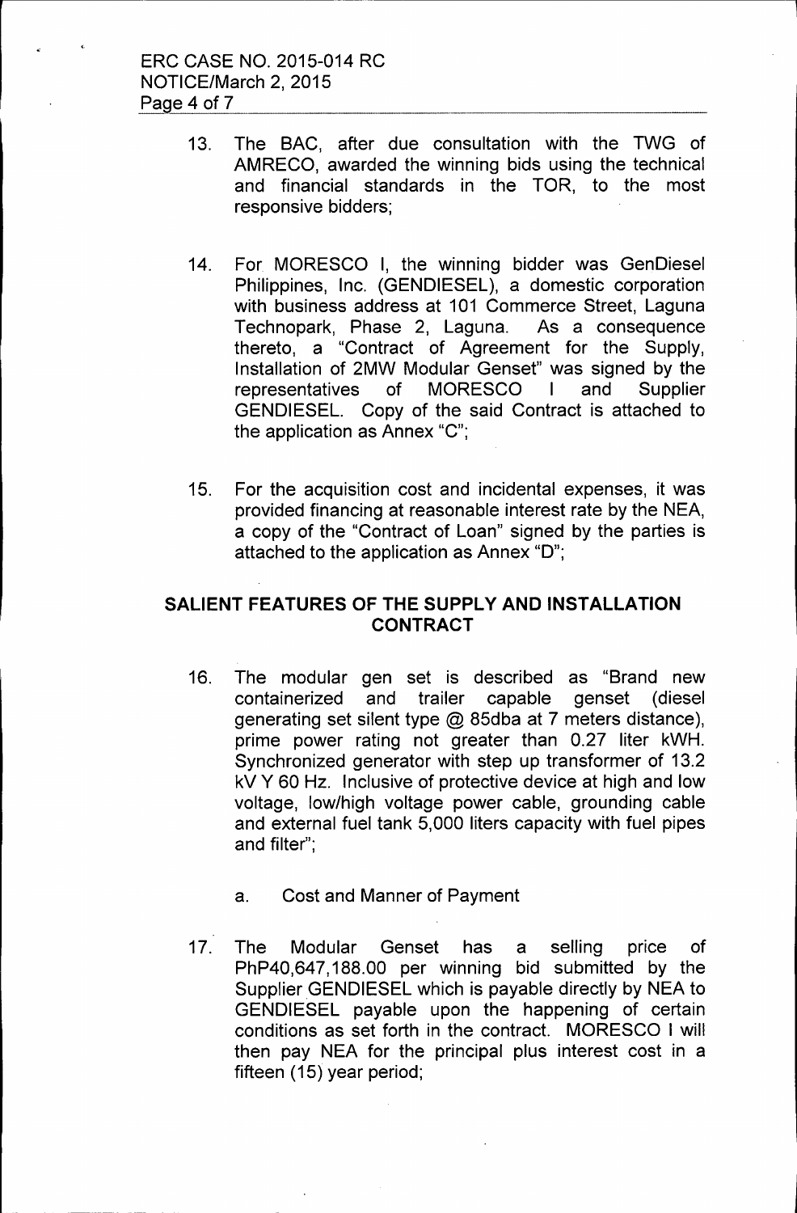13. The BAC, after due consultation with the TWG of AMRECO, awarded the winning bids using the technical and financial standards in the TOR, to the most responsive bidders;

14. For MORESCO I, the winning bidder was GenDiesel Philippines, Inc. (GENDIESEL), a domestic corporation with business address at 101 Commerce Street, Laguna Technopark, Phase 2, Laguna. As a consequence thereto, a "Contract of Agreement for the Supply, Installation of 2MW Modular Genset" was signed by the representatives of MORESCO I and Supplier GENDIESEL. Copy of the said Contract is attached to the application as Annex "C";

15. For the acquisition cost and incidental expenses, it was provided financing at reasonable interest rate by the NEA, a copy of the "Contract of Loan" signed by the parties is attached to the application as Annex "D";

## SALIENT FEATURES OF THE SUPPLY AND INSTALLATION CONTRACT

16. The modular gen set is described as "Brand new containerized and trailer capable genset (diesel generating set silent type @ 85dba at 7 meters distance), prime power rating not greater than 0.27 liter kWH. Synchronized generator with step up transformer of 13.2 kV Y 60 Hz. Inclusive of protective device at high and low voltage, low/high voltage power cable, grounding cable and external fuel tank 5,000 liters capacity with fuel pipes and filter";

    a. Cost and Manner of Payment

17. The Modular Genset has a selling price of PhP40,647,188.00 per winning bid submitted by the Supplier GENDIESEL which is payable directly by NEA to GENDIESEL payable upon the happening of certain conditions as set forth in the contract. MORESCO I will then pay NEA for the principal plus interest cost in a fifteen (15) year period;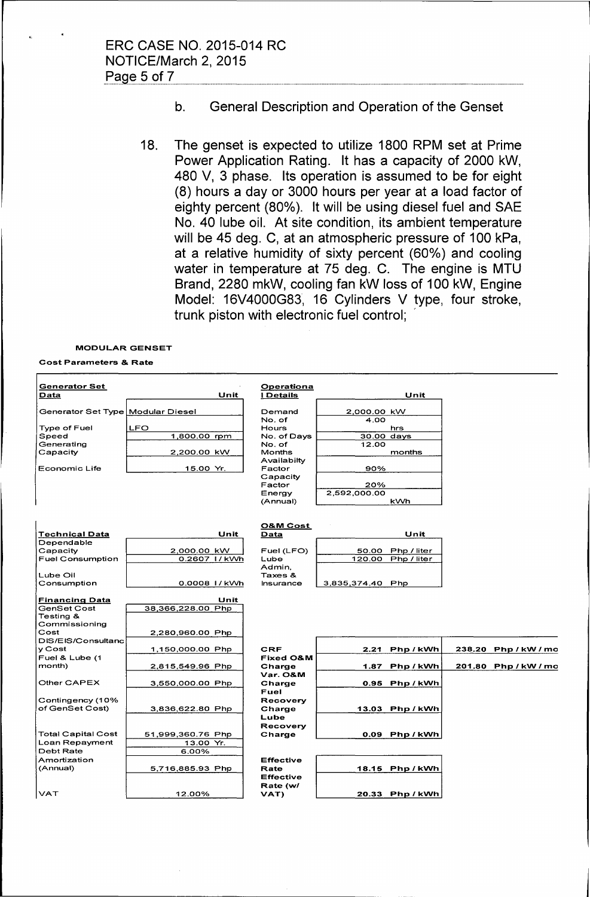b. General Description and Operation of the Genset

18. The genset is expected to utilize 1800 RPM set at Prime Power Application Rating. It has a capacity of 2000 kW, 480 V, 3 phase. Its operation is assumed to be for eight (8) hours a day or 3000 hours per year at a load factor of eighty percent (80%). It will be using diesel fuel and SAE No. 40 lube oil. At site condition, its ambient temperature will be 45 deg. C, at an atmospheric pressure of 100 kPa, at a relative humidity of sixty percent (60%) and cooling water in temperature at 75 deg. C. The engine is MTU Brand, 2280 mkW, cooling fan kW loss of 100 kW, Engine Model: 16V4000G83, 16 Cylinders V type, four stroke, trunk piston with electronic fuel control;

**MODULAR GENSET**

**Cost Parameters & Rate**

| Generator Set Data | | Unit | Operational Details | | Unit | | |
|---|---|---|---|---|---|---|---|
| Generator Set Type | Modular Diesel | | Demand | 2,000.00 | kW | | |
| Type of Fuel | LFO | | No. of Hours | 4.00 | hrs | | |
| Speed | 1,800.00 | rpm | No. of Days | 30.00 | days | | |
| Generating Capacity | 2,200.00 | kW | No. of Months | 12.00 | months | | |
| Economic Life | 15.00 | Yr. | Availabilty Factor | 90% | | | |
| | | | Capacity Factor | 20% | | | |
| | | | Energy (Annual) | 2,592,000.00 | kWh | | |
| **Technical Data** | | **Unit** | **O&M Cost Data** | | **Unit** | | |
| Dependable Capacity | 2,000.00 | kW | Fuel (LFO) | 50.00 | Php / liter | | |
| Fuel Consumption | 0.2607 | l / kWh | Lube | 120.00 | Php / liter | | |
| Lube Oil Consumption | 0.0008 | l / kWh | Admin, Taxes & Insurance | 3,835,374.40 | Php | | |
| **Financing Data** | | **Unit** | | | | | |
| GenSet Cost | 38,366,228.00 | Php | | | | | |
| Testing & Commissioning Cost | 2,280,960.00 | Php | | | | | |
| DIS/EIS/Consultancy Cost | 1,150,000.00 | Php | CRF | 2.21 | Php / kWh | 238.20 | Php / kW / mo |
| Fuel & Lube (1 month) | 2,815,549.96 | Php | Fixed O&M Charge | 1.87 | Php / kWh | 201.80 | Php / kW / mo |
| Other CAPEX | 3,550,000.00 | Php | Var. O&M Charge | 0.95 | Php / kWh | | |
| Contingency (10% of GenSet Cost) | 3,836,622.80 | Php | Fuel Recovery Charge | 13.03 | Php / kWh | | |
| | | | Lube Recovery Charge | 0.09 | Php / kWh | | |
| Total Capital Cost | 51,999,360.76 | Php | | | | | |
| Loan Repayment | 13.00 | Yr. | | | | | |
| Debt Rate | 6.00% | | | | | | |
| Amortization (Annual) | 5,716,885.93 | Php | Effective Rate | 18.15 | Php / kWh | | |
| VAT | 12.00% | | Effective Rate (w/ VAT) | 20.33 | Php / kWh | | |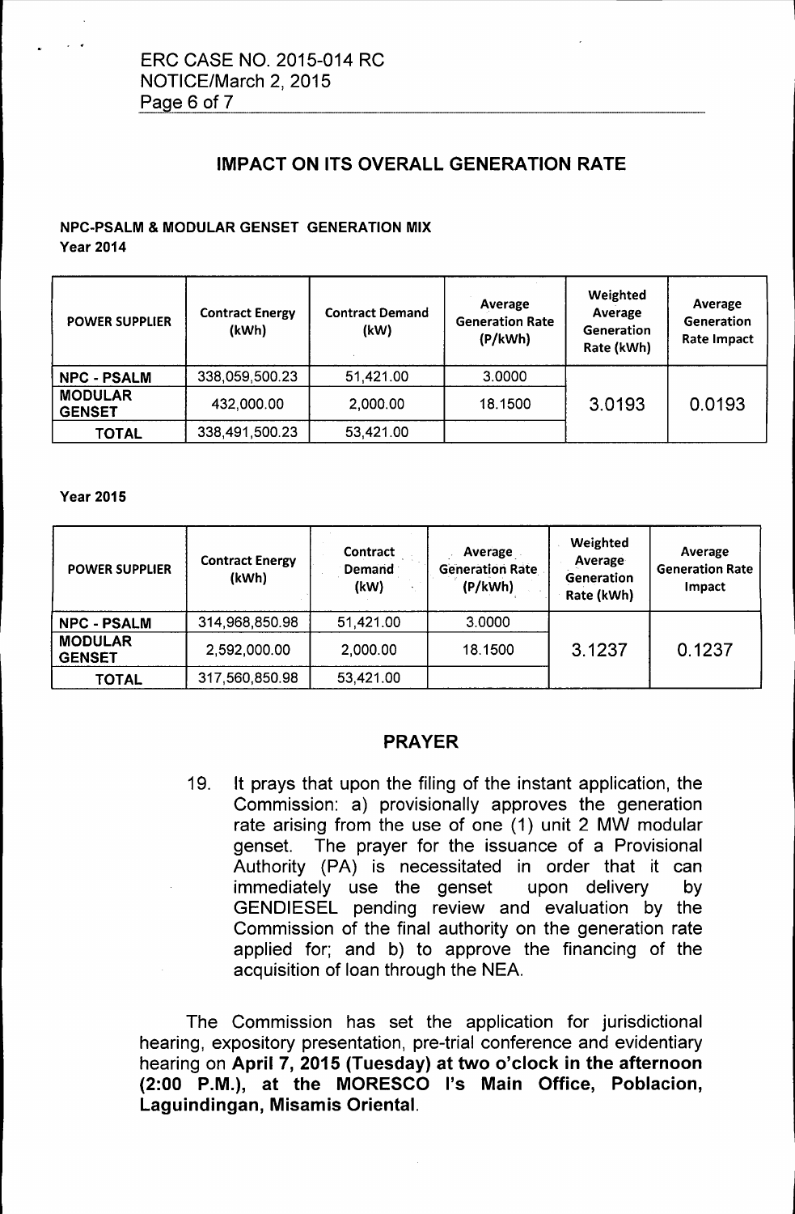## IMPACT ON ITS OVERALL GENERATION RATE

**NPC-PSALM & MODULAR GENSET GENERATION MIX**
**Year 2014**

| POWER SUPPLIER | Contract Energy (kWh) | Contract Demand (kW) | Average Generation Rate (P/kWh) | Weighted Average Generation Rate (kWh) | Average Generation Rate Impact |
|---|---|---|---|---|---|
| NPC - PSALM | 338,059,500.23 | 51,421.00 | 3.0000 | 3.0193 | 0.0193 |
| MODULAR GENSET | 432,000.00 | 2,000.00 | 18.1500 | | |
| TOTAL | 338,491,500.23 | 53,421.00 | | | |

**Year 2015**

| POWER SUPPLIER | Contract Energy (kWh) | Contract Demand (kW) | Average Generation Rate (P/kWh) | Weighted Average Generation Rate (kWh) | Average Generation Rate Impact |
|---|---|---|---|---|---|
| NPC - PSALM | 314,968,850.98 | 51,421.00 | 3.0000 | 3.1237 | 0.1237 |
| MODULAR GENSET | 2,592,000.00 | 2,000.00 | 18.1500 | | |
| TOTAL | 317,560,850.98 | 53,421.00 | | | |

## PRAYER

19. It prays that upon the filing of the instant application, the Commission: a) provisionally approves the generation rate arising from the use of one (1) unit 2 MW modular genset. The prayer for the issuance of a Provisional Authority (PA) is necessitated in order that it can immediately use the genset upon delivery by GENDIESEL pending review and evaluation by the Commission of the final authority on the generation rate applied for; and b) to approve the financing of the acquisition of loan through the NEA.

The Commission has set the application for jurisdictional hearing, expository presentation, pre-trial conference and evidentiary hearing on **April 7, 2015 (Tuesday) at two o'clock in the afternoon (2:00 P.M.), at the MORESCO I's Main Office, Poblacion, Laguindingan, Misamis Oriental**.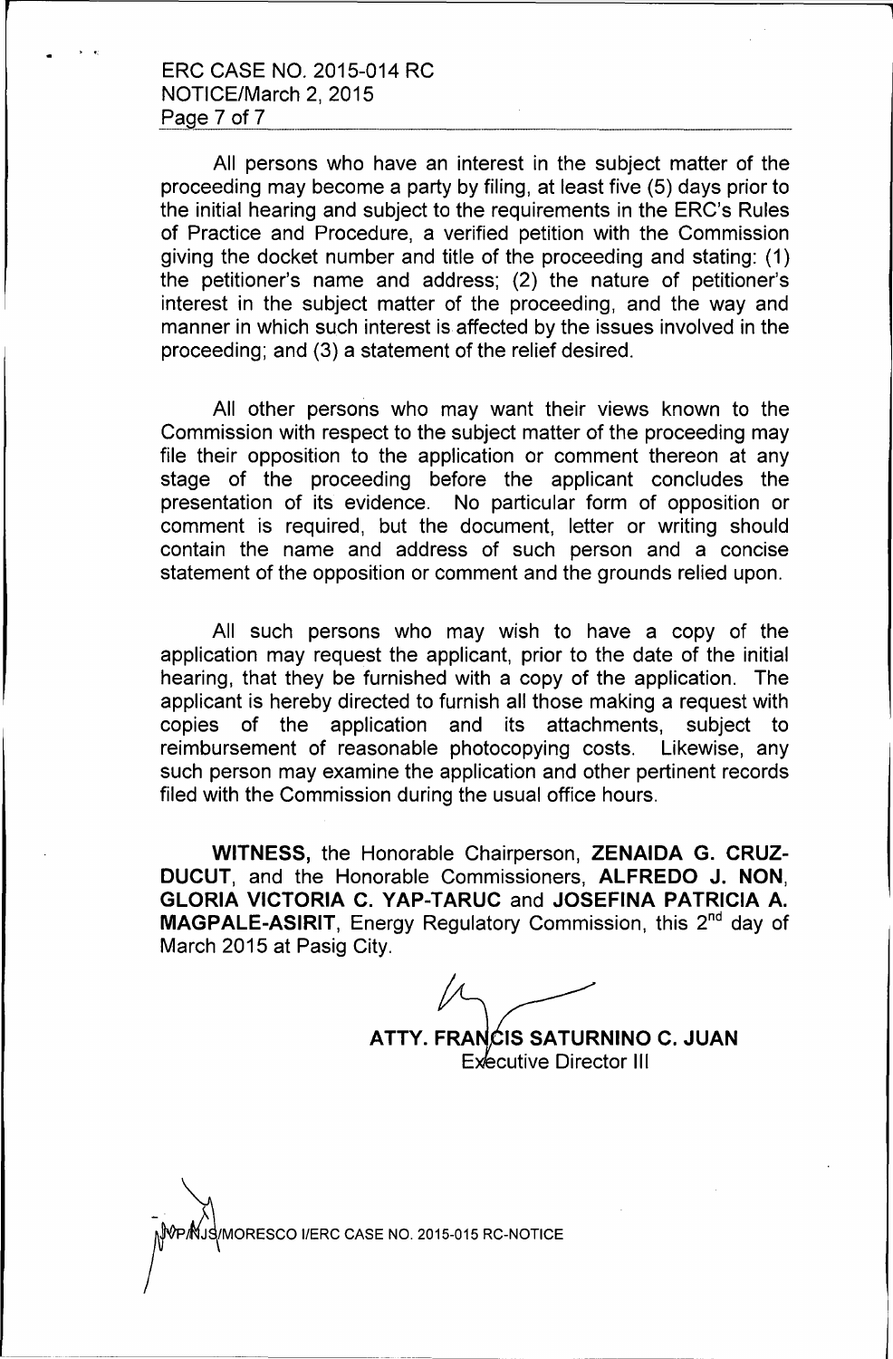All persons who have an interest in the subject matter of the proceeding may become a party by filing, at least five (5) days prior to the initial hearing and subject to the requirements in the ERC's Rules of Practice and Procedure, a verified petition with the Commission giving the docket number and title of the proceeding and stating: (1) the petitioner's name and address; (2) the nature of petitioner's interest in the subject matter of the proceeding, and the way and manner in which such interest is affected by the issues involved in the proceeding; and (3) a statement of the relief desired.

All other persons who may want their views known to the Commission with respect to the subject matter of the proceeding may file their opposition to the application or comment thereon at any stage of the proceeding before the applicant concludes the presentation of its evidence. No particular form of opposition or comment is required, but the document, letter or writing should contain the name and address of such person and a concise statement of the opposition or comment and the grounds relied upon.

All such persons who may wish to have a copy of the application may request the applicant, prior to the date of the initial hearing, that they be furnished with a copy of the application. The applicant is hereby directed to furnish all those making a request with copies of the application and its attachments, subject to reimbursement of reasonable photocopying costs. Likewise, any such person may examine the application and other pertinent records filed with the Commission during the usual office hours.

**WITNESS,** the Honorable Chairperson, **ZENAIDA G. CRUZ-DUCUT**, and the Honorable Commissioners, **ALFREDO J. NON**, **GLORIA VICTORIA C. YAP-TARUC** and **JOSEFINA PATRICIA A. MAGPALE-ASIRIT**, Energy Regulatory Commission, this 2nd day of March 2015 at Pasig City.

**ATTY. FRANCIS SATURNINO C. JUAN**
Executive Director III

JVP/NJS/MORESCO I/ERC CASE NO. 2015-015 RC-NOTICE